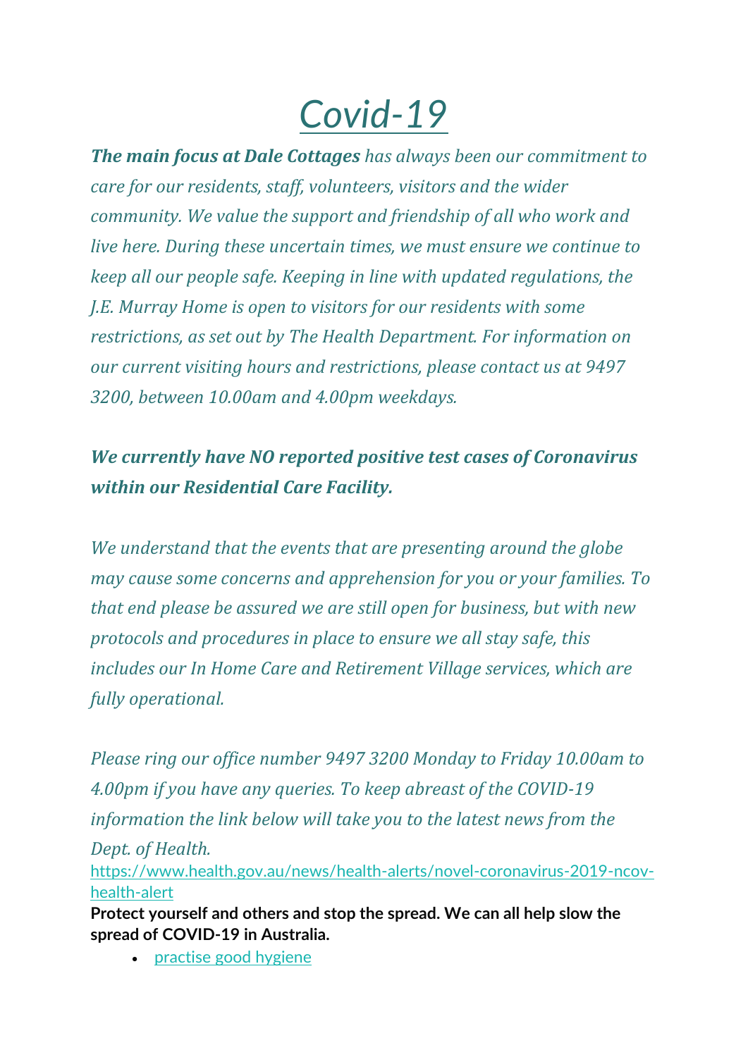# *Covid-19*

***The main focus at Dale Cottages** has always been our commitment to care for our residents, staff, volunteers, visitors and the wider community. We value the support and friendship of all who work and live here. During these uncertain times, we must ensure we continue to keep all our people safe. Keeping in line with updated regulations, the J.E. Murray Home is open to visitors for our residents with some restrictions, as set out by The Health Department. For information on our current visiting hours and restrictions, please contact us at 9497 3200, between 10.00am and 4.00pm weekdays.*

***We currently have NO reported positive test cases of Coronavirus within our Residential Care Facility.***

*We understand that the events that are presenting around the globe may cause some concerns and apprehension for you or your families. To that end please be assured we are still open for business, but with new protocols and procedures in place to ensure we all stay safe, this includes our In Home Care and Retirement Village services, which are fully operational.*

*Please ring our office number 9497 3200 Monday to Friday 10.00am to 4.00pm if you have any queries. To keep abreast of the COVID-19 information the link below will take you to the latest news from the Dept. of Health.*

[https://www.health.gov.au/news/health-alerts/novel-coronavirus-2019-ncov-health-alert](https://www.health.gov.au/news/health-alerts/novel-coronavirus-2019-ncov-health-alert)

**Protect yourself and others and stop the spread. We can all help slow the spread of COVID-19 in Australia.**

- practise good hygiene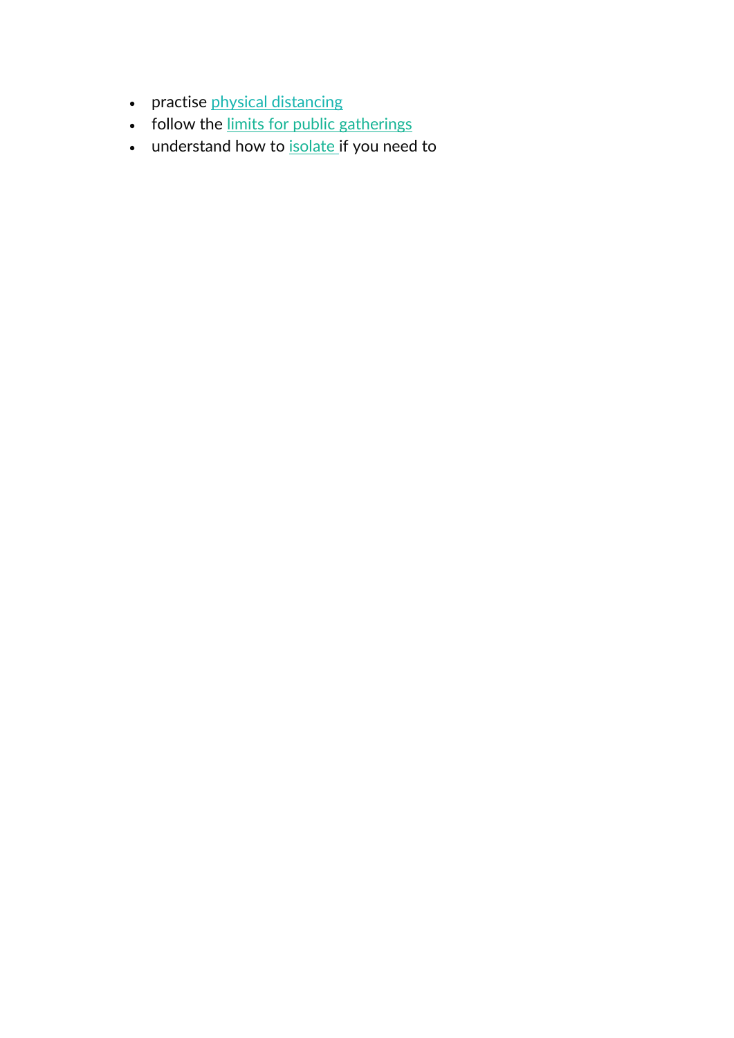- practise physical distancing
- follow the limits for public gatherings
- understand how to isolate if you need to